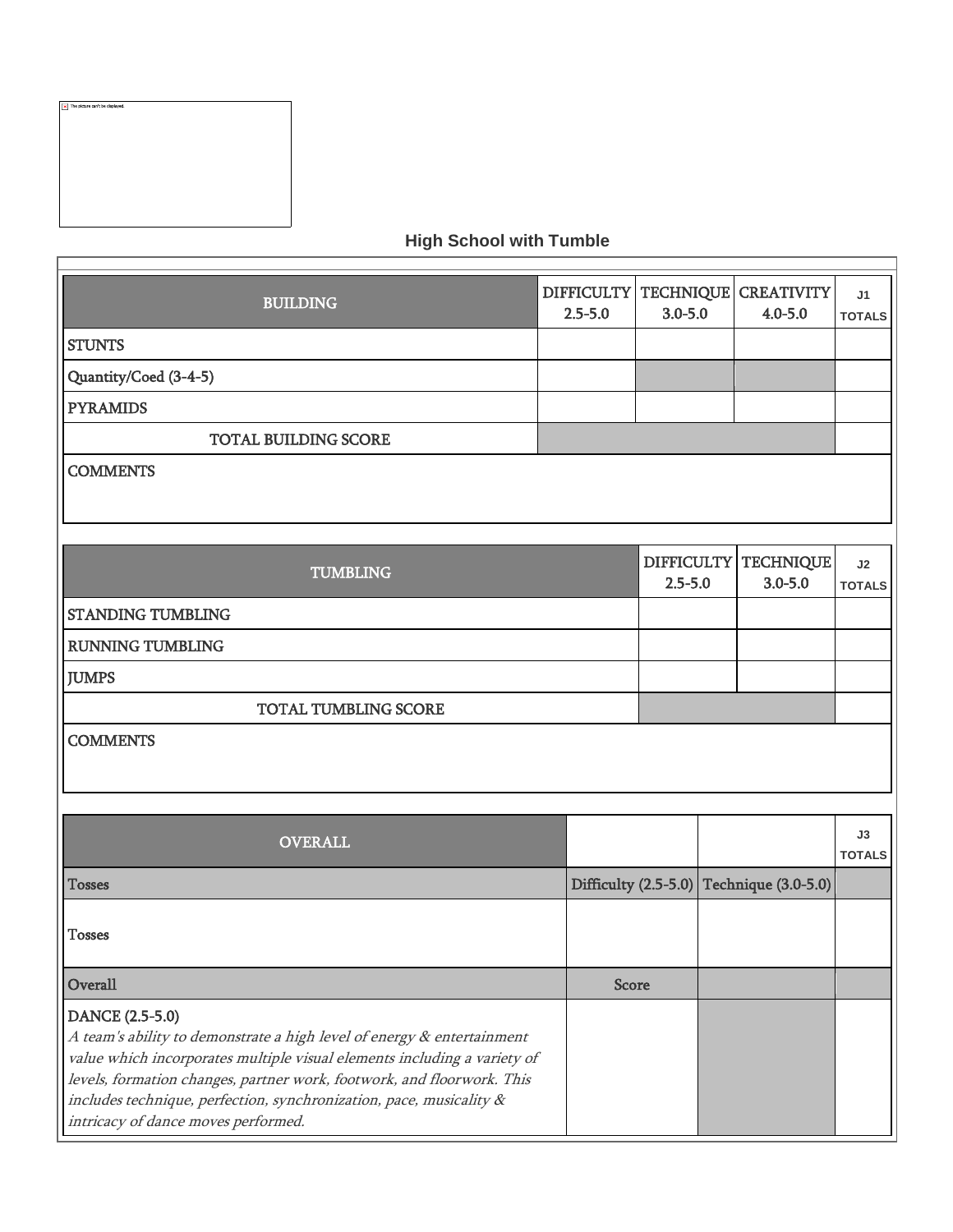## High School with Tumble

| BUILDING | DIFFICULTY 2.5-5.0 | TECHNIQUE 3.0-5.0 | CREATIVITY 4.0-5.0 | J1 TOTALS |
|---|---|---|---|---|
| STUNTS | | | | |
| Quantity/Coed (3-4-5) | | | | |
| PYRAMIDS | | | | |
| TOTAL BUILDING SCORE | | | | |
| COMMENTS | | | | |

| TUMBLING | DIFFICULTY 2.5-5.0 | TECHNIQUE 3.0-5.0 | J2 TOTALS |
|---|---|---|---|
| STANDING TUMBLING | | | |
| RUNNING TUMBLING | | | |
| JUMPS | | | |
| TOTAL TUMBLING SCORE | | | |
| COMMENTS | | | |

| OVERALL | | | J3 TOTALS |
|---|---|---|---|
| Tosses | Difficulty (2.5-5.0) | Technique (3.0-5.0) | |
| Tosses | | | |
| Overall | Score | | |
| DANCE (2.5-5.0) *A team's ability to demonstrate a high level of energy & entertainment value which incorporates multiple visual elements including a variety of levels, formation changes, partner work, footwork, and floorwork. This includes technique, perfection, synchronization, pace, musicality & intricacy of dance moves performed.* | | | |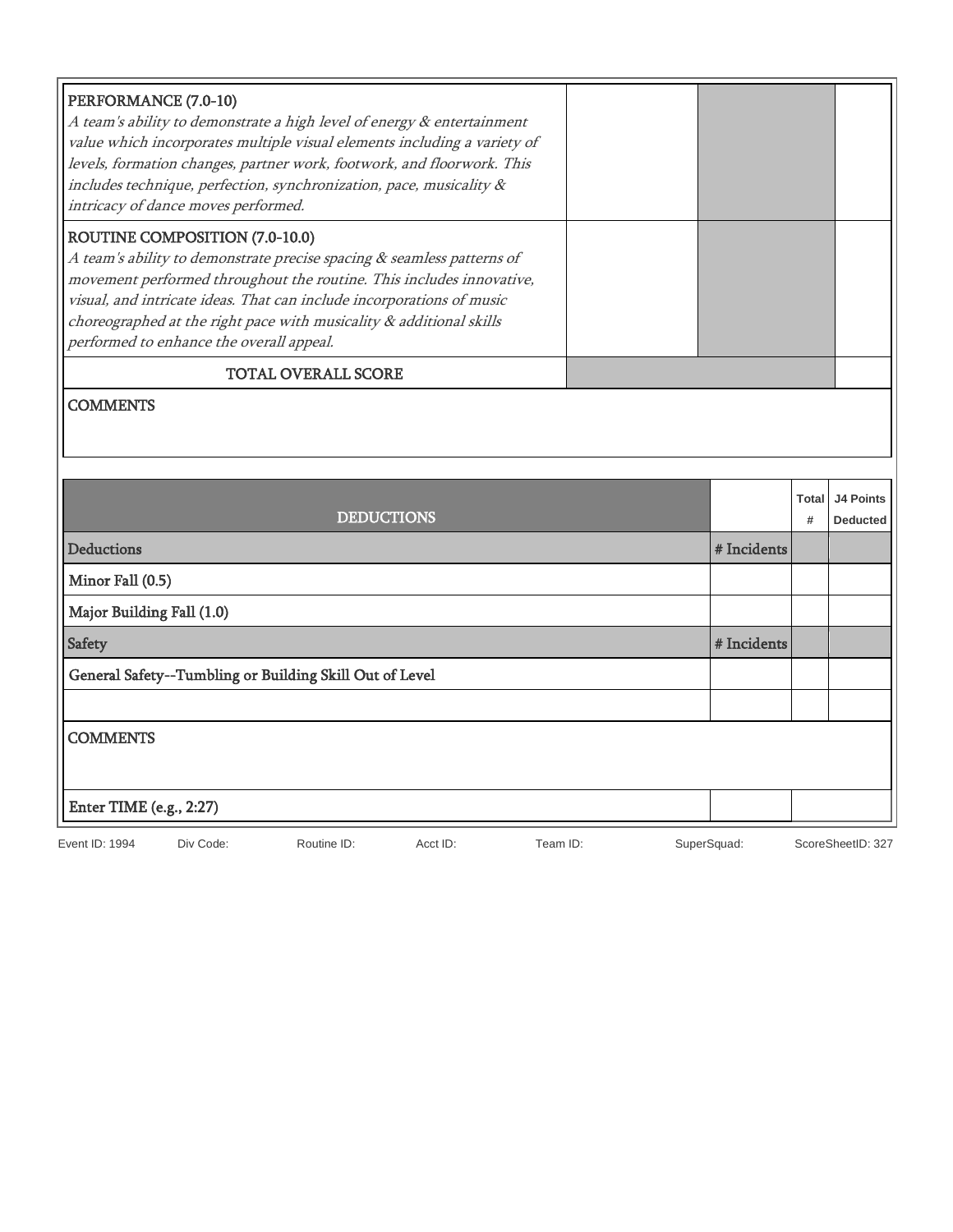| | | | |
|---|---|---|---|
| PERFORMANCE (7.0-10)<br>*A team's ability to demonstrate a high level of energy & entertainment value which incorporates multiple visual elements including a variety of levels, formation changes, partner work, footwork, and floorwork. This includes technique, perfection, synchronization, pace, musicality & intricacy of dance moves performed.* | | | |
| ROUTINE COMPOSITION (7.0-10.0)<br>*A team's ability to demonstrate precise spacing & seamless patterns of movement performed throughout the routine. This includes innovative, visual, and intricate ideas. That can include incorporations of music choreographed at the right pace with musicality & additional skills performed to enhance the overall appeal.* | | | |
| TOTAL OVERALL SCORE | | | |

COMMENTS

| DEDUCTIONS | | Total # | J4 Points Deducted |
|---|---|---|---|
| Deductions | # Incidents | | |
| Minor Fall (0.5) | | | |
| Major Building Fall (1.0) | | | |
| Safety | # Incidents | | |
| General Safety--Tumbling or Building Skill Out of Level | | | |
| | | | |

COMMENTS

| | | |
|---|---|---|
| Enter TIME (e.g., 2:27) | | |

Event ID: 1994 Div Code: Routine ID: Acct ID: Team ID: SuperSquad: ScoreSheetID: 327